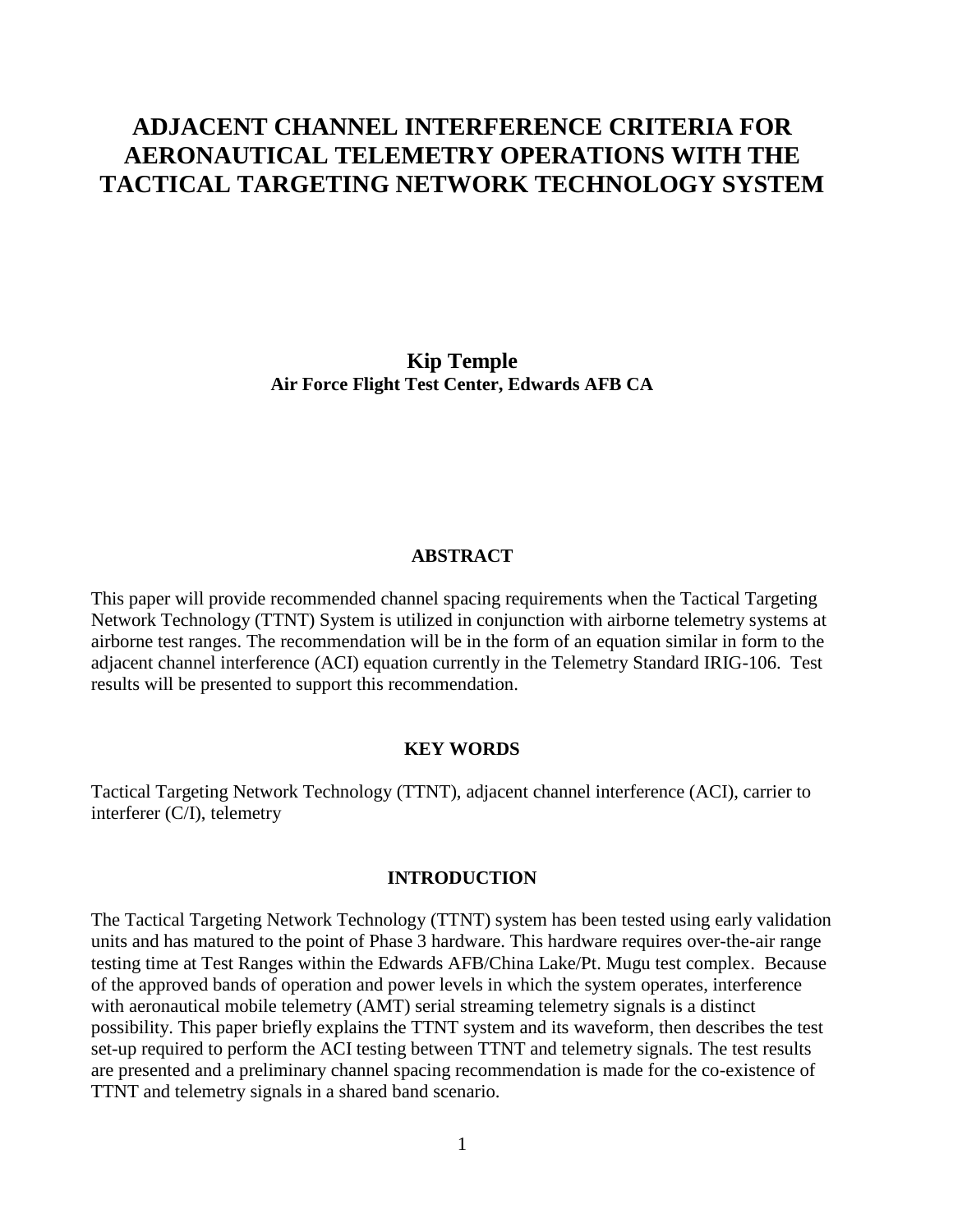# ADJACENT CHANNEL INTERFERENCE CRITERIA FOR AERONAUTICAL TELEMETRY OPERATIONS WITH THE TACTICAL TARGETING NETWORK TECHNOLOGY SYSTEM

**Kip Temple**
**Air Force Flight Test Center, Edwards AFB CA**

## ABSTRACT

This paper will provide recommended channel spacing requirements when the Tactical Targeting Network Technology (TTNT) System is utilized in conjunction with airborne telemetry systems at airborne test ranges. The recommendation will be in the form of an equation similar in form to the adjacent channel interference (ACI) equation currently in the Telemetry Standard IRIG-106. Test results will be presented to support this recommendation.

## KEY WORDS

Tactical Targeting Network Technology (TTNT), adjacent channel interference (ACI), carrier to interferer (C/I), telemetry

## INTRODUCTION

The Tactical Targeting Network Technology (TTNT) system has been tested using early validation units and has matured to the point of Phase 3 hardware. This hardware requires over-the-air range testing time at Test Ranges within the Edwards AFB/China Lake/Pt. Mugu test complex. Because of the approved bands of operation and power levels in which the system operates, interference with aeronautical mobile telemetry (AMT) serial streaming telemetry signals is a distinct possibility. This paper briefly explains the TTNT system and its waveform, then describes the test set-up required to perform the ACI testing between TTNT and telemetry signals. The test results are presented and a preliminary channel spacing recommendation is made for the co-existence of TTNT and telemetry signals in a shared band scenario.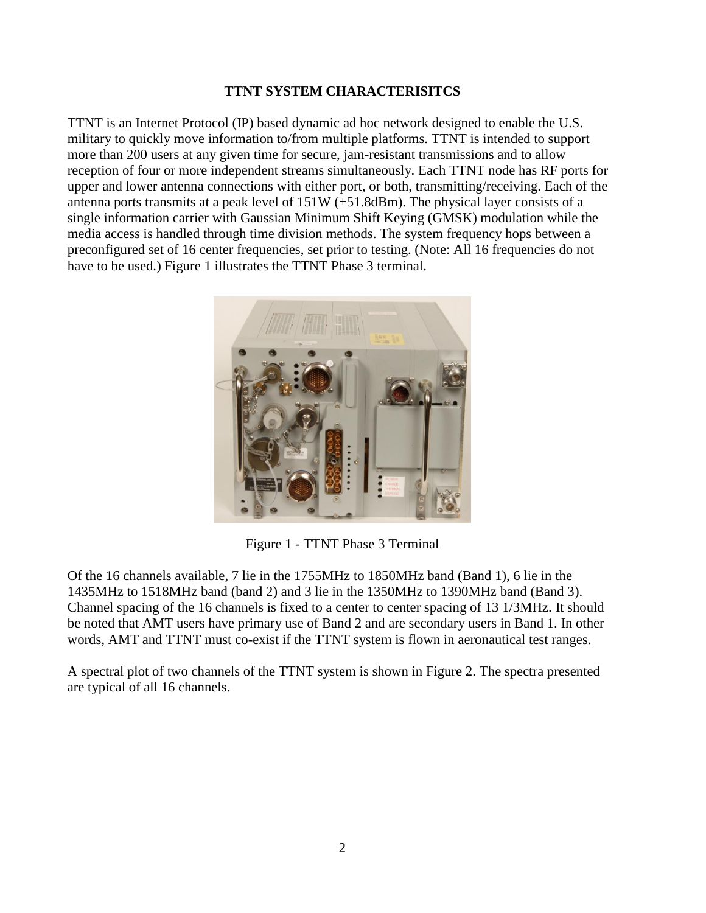**TTNT SYSTEM CHARACTERISITCS**

TTNT is an Internet Protocol (IP) based dynamic ad hoc network designed to enable the U.S. military to quickly move information to/from multiple platforms. TTNT is intended to support more than 200 users at any given time for secure, jam-resistant transmissions and to allow reception of four or more independent streams simultaneously. Each TTNT node has RF ports for upper and lower antenna connections with either port, or both, transmitting/receiving. Each of the antenna ports transmits at a peak level of 151W (+51.8dBm). The physical layer consists of a single information carrier with Gaussian Minimum Shift Keying (GMSK) modulation while the media access is handled through time division methods. The system frequency hops between a preconfigured set of 16 center frequencies, set prior to testing. (Note: All 16 frequencies do not have to be used.) Figure 1 illustrates the TTNT Phase 3 terminal.

Figure 1 - TTNT Phase 3 Terminal

Of the 16 channels available, 7 lie in the 1755MHz to 1850MHz band (Band 1), 6 lie in the 1435MHz to 1518MHz band (band 2) and 3 lie in the 1350MHz to 1390MHz band (Band 3). Channel spacing of the 16 channels is fixed to a center to center spacing of 13 1/3MHz. It should be noted that AMT users have primary use of Band 2 and are secondary users in Band 1. In other words, AMT and TTNT must co-exist if the TTNT system is flown in aeronautical test ranges.

A spectral plot of two channels of the TTNT system is shown in Figure 2. The spectra presented are typical of all 16 channels.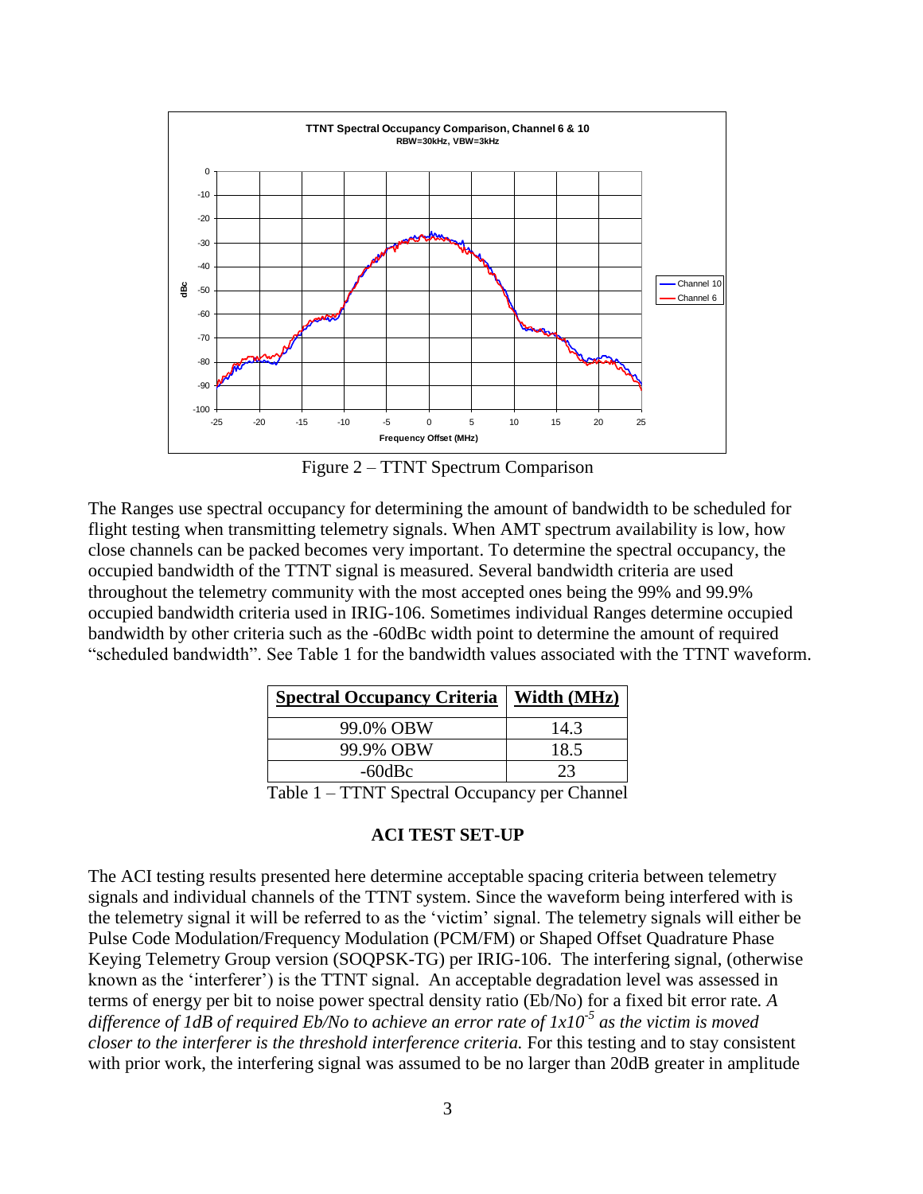Figure 2 – TTNT Spectrum Comparison

The Ranges use spectral occupancy for determining the amount of bandwidth to be scheduled for flight testing when transmitting telemetry signals. When AMT spectrum availability is low, how close channels can be packed becomes very important. To determine the spectral occupancy, the occupied bandwidth of the TTNT signal is measured. Several bandwidth criteria are used throughout the telemetry community with the most accepted ones being the 99% and 99.9% occupied bandwidth criteria used in IRIG-106. Sometimes individual Ranges determine occupied bandwidth by other criteria such as the -60dBc width point to determine the amount of required "scheduled bandwidth". See Table 1 for the bandwidth values associated with the TTNT waveform.

| Spectral Occupancy Criteria | Width (MHz) |
|---|---|
| 99.0% OBW | 14.3 |
| 99.9% OBW | 18.5 |
| -60dBc | 23 |

Table 1 – TTNT Spectral Occupancy per Channel

## ACI TEST SET-UP

The ACI testing results presented here determine acceptable spacing criteria between telemetry signals and individual channels of the TTNT system. Since the waveform being interfered with is the telemetry signal it will be referred to as the 'victim' signal. The telemetry signals will either be Pulse Code Modulation/Frequency Modulation (PCM/FM) or Shaped Offset Quadrature Phase Keying Telemetry Group version (SOQPSK-TG) per IRIG-106. The interfering signal, (otherwise known as the 'interferer') is the TTNT signal. An acceptable degradation level was assessed in terms of energy per bit to noise power spectral density ratio (Eb/No) for a fixed bit error rate. *A difference of 1dB of required Eb/No to achieve an error rate of $1x10^{-5}$ as the victim is moved closer to the interferer is the threshold interference criteria.* For this testing and to stay consistent with prior work, the interfering signal was assumed to be no larger than 20dB greater in amplitude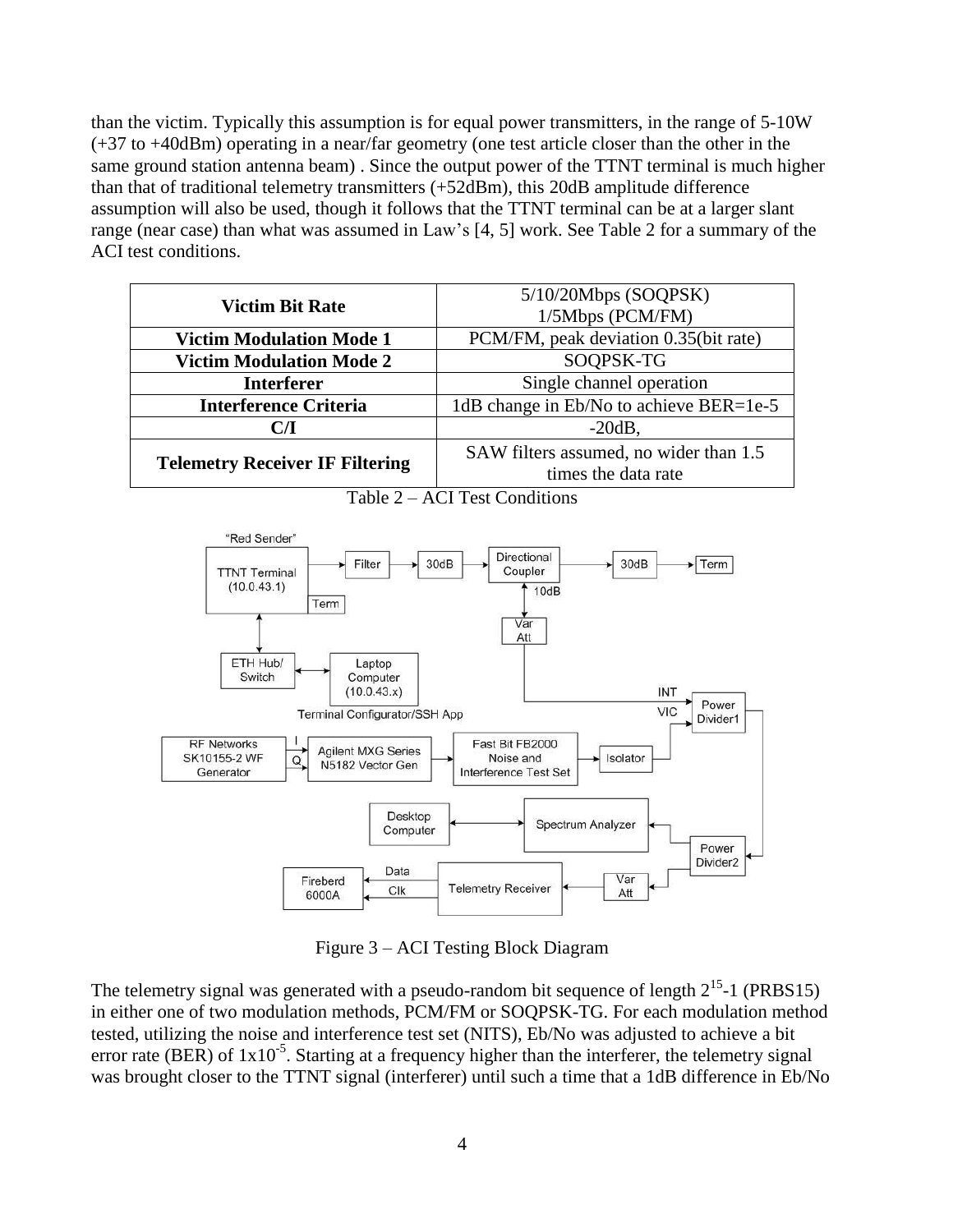than the victim. Typically this assumption is for equal power transmitters, in the range of 5-10W (+37 to +40dBm) operating in a near/far geometry (one test article closer than the other in the same ground station antenna beam) . Since the output power of the TTNT terminal is much higher than that of traditional telemetry transmitters (+52dBm), this 20dB amplitude difference assumption will also be used, though it follows that the TTNT terminal can be at a larger slant range (near case) than what was assumed in Law's [4, 5] work. See Table 2 for a summary of the ACI test conditions.

| | |
|---|---|
| **Victim Bit Rate** | 5/10/20Mbps (SOQPSK)<br>1/5Mbps (PCM/FM) |
| **Victim Modulation Mode 1** | PCM/FM, peak deviation 0.35(bit rate) |
| **Victim Modulation Mode 2** | SOQPSK-TG |
| **Interferer** | Single channel operation |
| **Interference Criteria** | 1dB change in Eb/No to achieve BER=1e-5 |
| **C/I** | -20dB, |
| **Telemetry Receiver IF Filtering** | SAW filters assumed, no wider than 1.5 times the data rate |

Table 2 – ACI Test Conditions

Figure 3 – ACI Testing Block Diagram

The telemetry signal was generated with a pseudo-random bit sequence of length $2^{15}$-1 (PRBS15) in either one of two modulation methods, PCM/FM or SOQPSK-TG. For each modulation method tested, utilizing the noise and interference test set (NITS), Eb/No was adjusted to achieve a bit error rate (BER) of $1 \times 10^{-5}$. Starting at a frequency higher than the interferer, the telemetry signal was brought closer to the TTNT signal (interferer) until such a time that a 1dB difference in Eb/No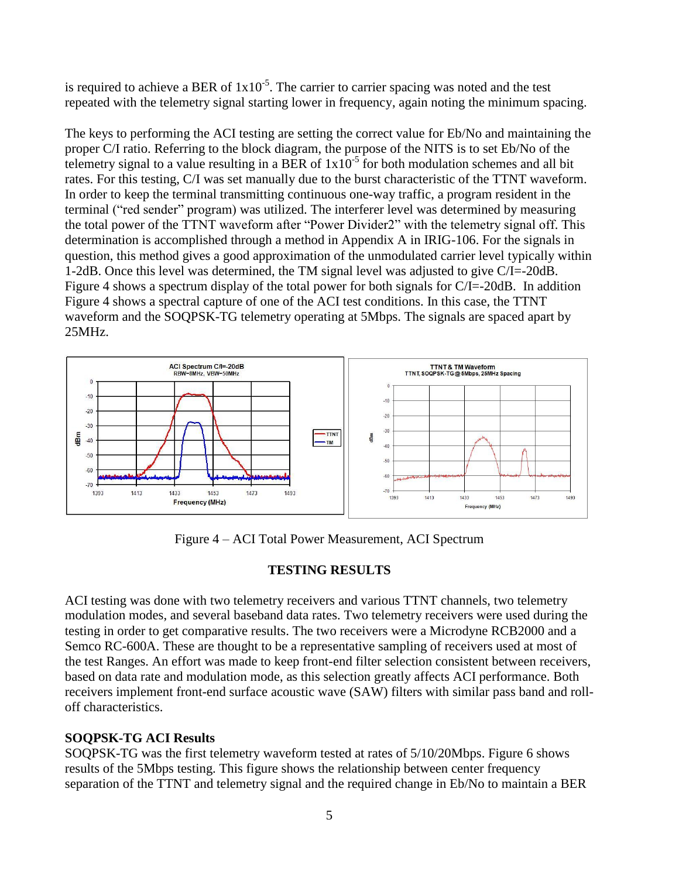is required to achieve a BER of $1x10^{-5}$. The carrier to carrier spacing was noted and the test repeated with the telemetry signal starting lower in frequency, again noting the minimum spacing.

The keys to performing the ACI testing are setting the correct value for Eb/No and maintaining the proper C/I ratio. Referring to the block diagram, the purpose of the NITS is to set Eb/No of the telemetry signal to a value resulting in a BER of $1x10^{-5}$ for both modulation schemes and all bit rates. For this testing, C/I was set manually due to the burst characteristic of the TTNT waveform. In order to keep the terminal transmitting continuous one-way traffic, a program resident in the terminal ("red sender" program) was utilized. The interferer level was determined by measuring the total power of the TTNT waveform after "Power Divider2" with the telemetry signal off. This determination is accomplished through a method in Appendix A in IRIG-106. For the signals in question, this method gives a good approximation of the unmodulated carrier level typically within 1-2dB. Once this level was determined, the TM signal level was adjusted to give C/I=-20dB. Figure 4 shows a spectrum display of the total power for both signals for C/I=-20dB. In addition Figure 4 shows a spectral capture of one of the ACI test conditions. In this case, the TTNT waveform and the SOQPSK-TG telemetry operating at 5Mbps. The signals are spaced apart by 25MHz.

Figure 4 – ACI Total Power Measurement, ACI Spectrum

## TESTING RESULTS

ACI testing was done with two telemetry receivers and various TTNT channels, two telemetry modulation modes, and several baseband data rates. Two telemetry receivers were used during the testing in order to get comparative results. The two receivers were a Microdyne RCB2000 and a Semco RC-600A. These are thought to be a representative sampling of receivers used at most of the test Ranges. An effort was made to keep front-end filter selection consistent between receivers, based on data rate and modulation mode, as this selection greatly affects ACI performance. Both receivers implement front-end surface acoustic wave (SAW) filters with similar pass band and roll-off characteristics.

### SOQPSK-TG ACI Results

SOQPSK-TG was the first telemetry waveform tested at rates of 5/10/20Mbps. Figure 6 shows results of the 5Mbps testing. This figure shows the relationship between center frequency separation of the TTNT and telemetry signal and the required change in Eb/No to maintain a BER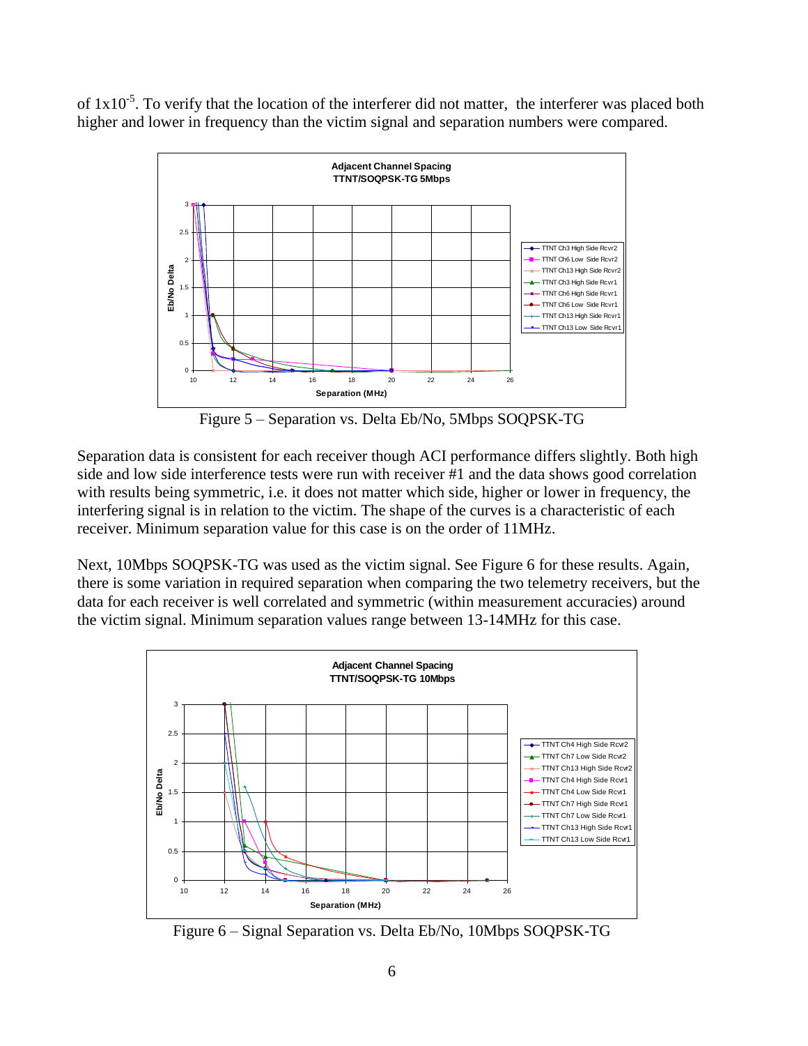of $1x10^{-5}$. To verify that the location of the interferer did not matter, the interferer was placed both higher and lower in frequency than the victim signal and separation numbers were compared.

Figure 5 – Separation vs. Delta Eb/No, 5Mbps SOQPSK-TG

Separation data is consistent for each receiver though ACI performance differs slightly. Both high side and low side interference tests were run with receiver #1 and the data shows good correlation with results being symmetric, i.e. it does not matter which side, higher or lower in frequency, the interfering signal is in relation to the victim. The shape of the curves is a characteristic of each receiver. Minimum separation value for this case is on the order of 11MHz.

Next, 10Mbps SOQPSK-TG was used as the victim signal. See Figure 6 for these results. Again, there is some variation in required separation when comparing the two telemetry receivers, but the data for each receiver is well correlated and symmetric (within measurement accuracies) around the victim signal. Minimum separation values range between 13-14MHz for this case.

Figure 6 – Signal Separation vs. Delta Eb/No, 10Mbps SOQPSK-TG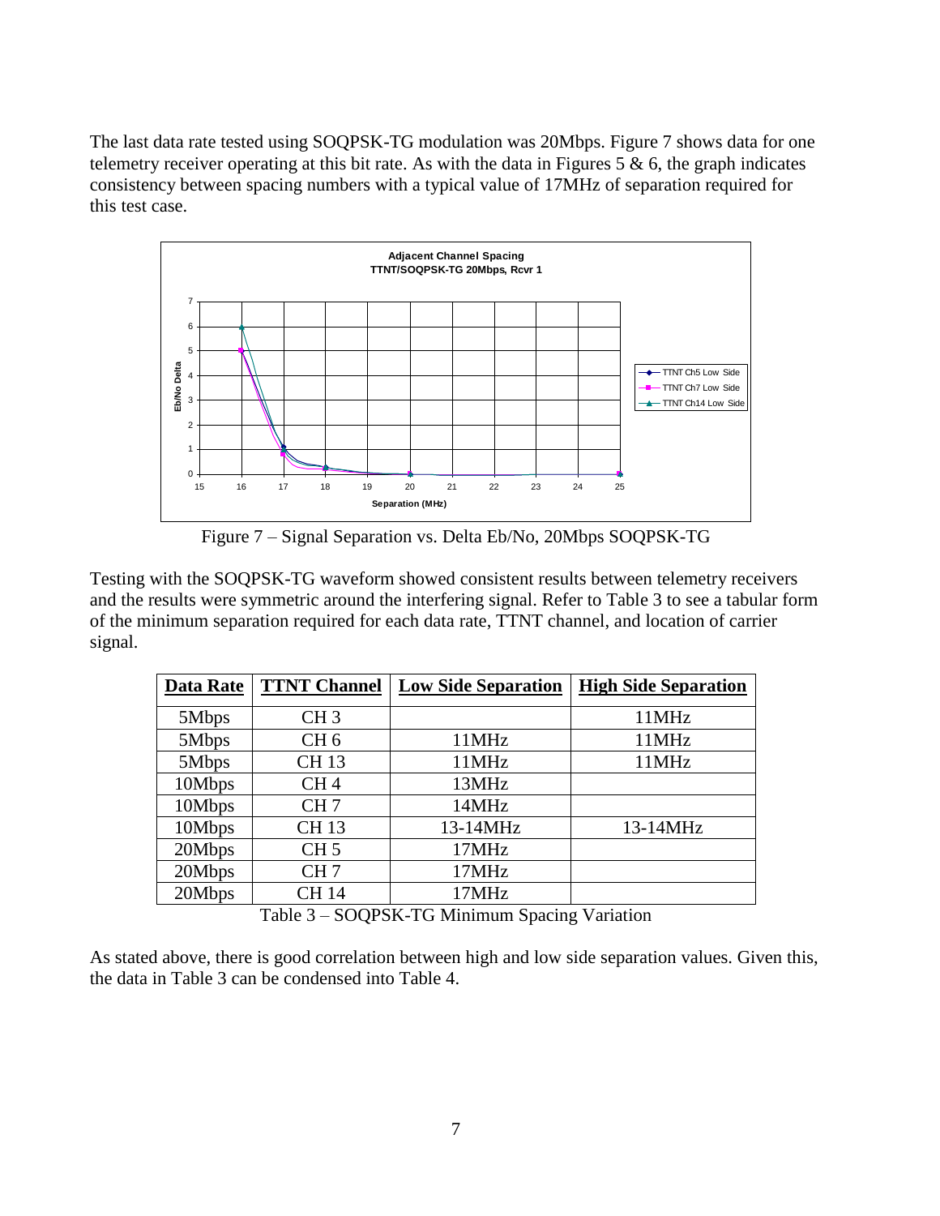The last data rate tested using SOQPSK-TG modulation was 20Mbps. Figure 7 shows data for one telemetry receiver operating at this bit rate. As with the data in Figures 5 & 6, the graph indicates consistency between spacing numbers with a typical value of 17MHz of separation required for this test case.

Figure 7 – Signal Separation vs. Delta Eb/No, 20Mbps SOQPSK-TG

Testing with the SOQPSK-TG waveform showed consistent results between telemetry receivers and the results were symmetric around the interfering signal. Refer to Table 3 to see a tabular form of the minimum separation required for each data rate, TTNT channel, and location of carrier signal.

| Data Rate | TTNT Channel | Low Side Separation | High Side Separation |
|---|---|---|---|
| 5Mbps | CH 3 | | 11MHz |
| 5Mbps | CH 6 | 11MHz | 11MHz |
| 5Mbps | CH 13 | 11MHz | 11MHz |
| 10Mbps | CH 4 | 13MHz | |
| 10Mbps | CH 7 | 14MHz | |
| 10Mbps | CH 13 | 13-14MHz | 13-14MHz |
| 20Mbps | CH 5 | 17MHz | |
| 20Mbps | CH 7 | 17MHz | |
| 20Mbps | CH 14 | 17MHz | |

Table 3 – SOQPSK-TG Minimum Spacing Variation

As stated above, there is good correlation between high and low side separation values. Given this, the data in Table 3 can be condensed into Table 4.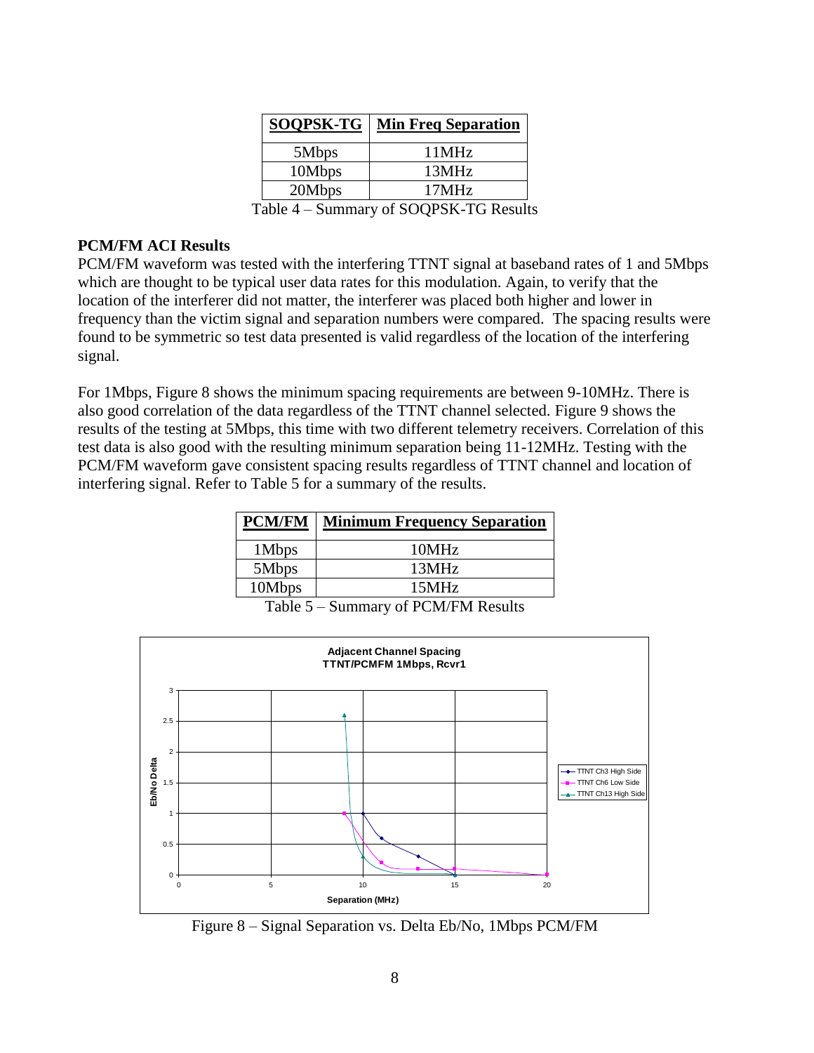| SOQPSK-TG | Min Freq Separation |
|---|---|
| 5Mbps | 11MHz |
| 10Mbps | 13MHz |
| 20Mbps | 17MHz |

Table 4 – Summary of SOQPSK-TG Results

**PCM/FM ACI Results**

PCM/FM waveform was tested with the interfering TTNT signal at baseband rates of 1 and 5Mbps which are thought to be typical user data rates for this modulation. Again, to verify that the location of the interferer did not matter, the interferer was placed both higher and lower in frequency than the victim signal and separation numbers were compared. The spacing results were found to be symmetric so test data presented is valid regardless of the location of the interfering signal.

For 1Mbps, Figure 8 shows the minimum spacing requirements are between 9-10MHz. There is also good correlation of the data regardless of the TTNT channel selected. Figure 9 shows the results of the testing at 5Mbps, this time with two different telemetry receivers. Correlation of this test data is also good with the resulting minimum separation being 11-12MHz. Testing with the PCM/FM waveform gave consistent spacing results regardless of TTNT channel and location of interfering signal. Refer to Table 5 for a summary of the results.

| PCM/FM | Minimum Frequency Separation |
|---|---|
| 1Mbps | 10MHz |
| 5Mbps | 13MHz |
| 10Mbps | 15MHz |

Table 5 – Summary of PCM/FM Results

Figure 8 – Signal Separation vs. Delta Eb/No, 1Mbps PCM/FM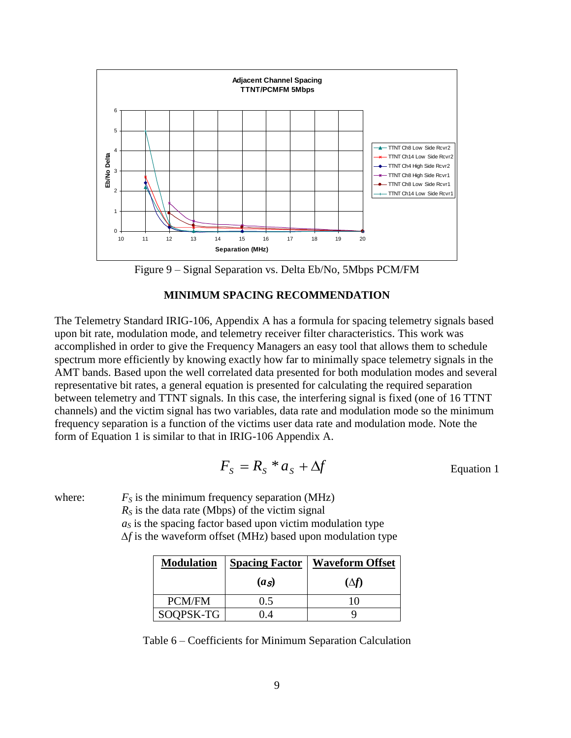Figure 9 – Signal Separation vs. Delta Eb/No, 5Mbps PCM/FM

## MINIMUM SPACING RECOMMENDATION

The Telemetry Standard IRIG-106, Appendix A has a formula for spacing telemetry signals based upon bit rate, modulation mode, and telemetry receiver filter characteristics. This work was accomplished in order to give the Frequency Managers an easy tool that allows them to schedule spectrum more efficiently by knowing exactly how far to minimally space telemetry signals in the AMT bands. Based upon the well correlated data presented for both modulation modes and several representative bit rates, a general equation is presented for calculating the required separation between telemetry and TTNT signals. In this case, the interfering signal is fixed (one of 16 TTNT channels) and the victim signal has two variables, data rate and modulation mode so the minimum frequency separation is a function of the victims user data rate and modulation mode. Note the form of Equation 1 is similar to that in IRIG-106 Appendix A.

$$F_S = R_S * a_S + \Delta f \qquad \text{Equation 1}$$

where:
- $F_S$ is the minimum frequency separation (MHz)
- $R_S$ is the data rate (Mbps) of the victim signal
- $a_S$ is the spacing factor based upon victim modulation type
- $\Delta f$ is the waveform offset (MHz) based upon modulation type

| Modulation | Spacing Factor ($a_S$) | Waveform Offset ($\Delta f$) |
|---|---|---|
| PCM/FM | 0.5 | 10 |
| SOQPSK-TG | 0.4 | 9 |

Table 6 – Coefficients for Minimum Separation Calculation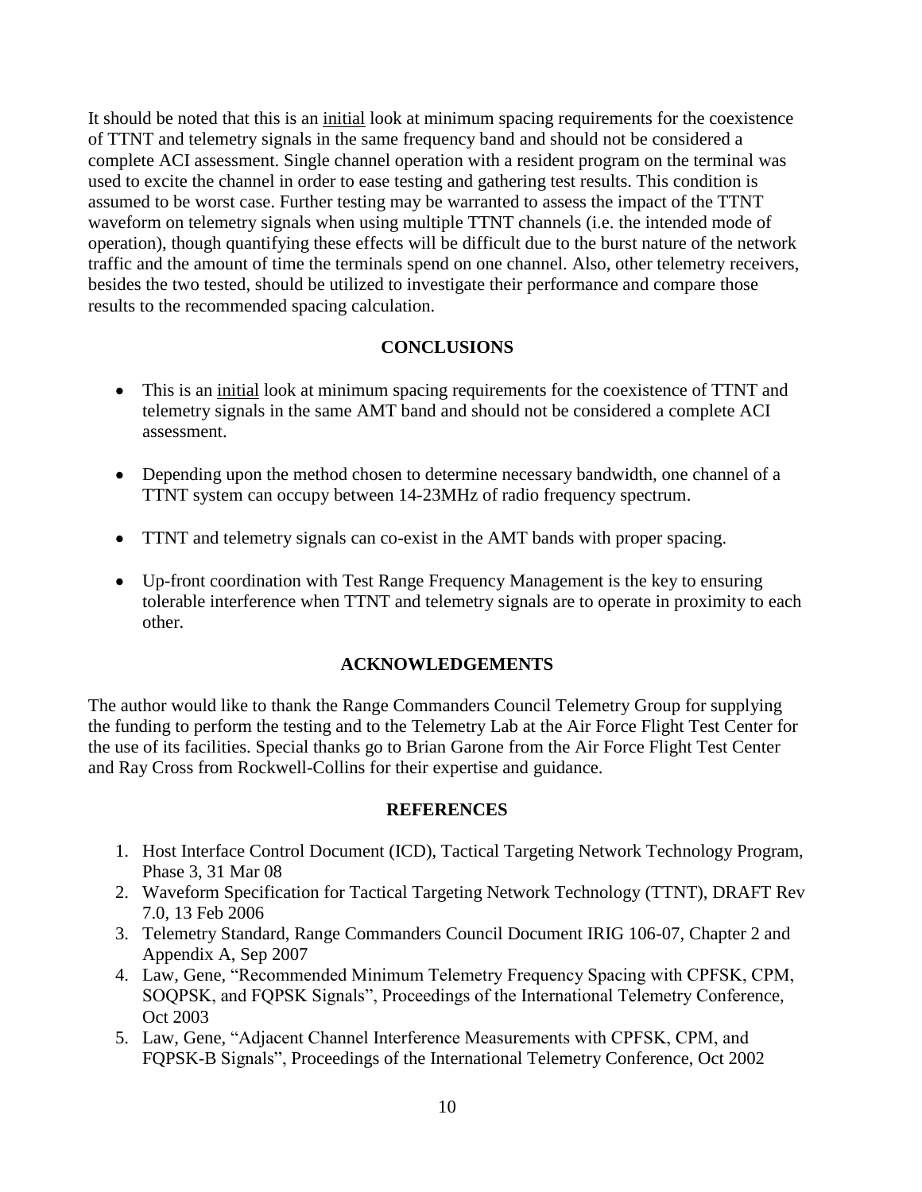It should be noted that this is an <u>initial</u> look at minimum spacing requirements for the coexistence of TTNT and telemetry signals in the same frequency band and should not be considered a complete ACI assessment. Single channel operation with a resident program on the terminal was used to excite the channel in order to ease testing and gathering test results. This condition is assumed to be worst case. Further testing may be warranted to assess the impact of the TTNT waveform on telemetry signals when using multiple TTNT channels (i.e. the intended mode of operation), though quantifying these effects will be difficult due to the burst nature of the network traffic and the amount of time the terminals spend on one channel. Also, other telemetry receivers, besides the two tested, should be utilized to investigate their performance and compare those results to the recommended spacing calculation.

## CONCLUSIONS

- This is an <u>initial</u> look at minimum spacing requirements for the coexistence of TTNT and telemetry signals in the same AMT band and should not be considered a complete ACI assessment.
- Depending upon the method chosen to determine necessary bandwidth, one channel of a TTNT system can occupy between 14-23MHz of radio frequency spectrum.
- TTNT and telemetry signals can co-exist in the AMT bands with proper spacing.
- Up-front coordination with Test Range Frequency Management is the key to ensuring tolerable interference when TTNT and telemetry signals are to operate in proximity to each other.

## ACKNOWLEDGEMENTS

The author would like to thank the Range Commanders Council Telemetry Group for supplying the funding to perform the testing and to the Telemetry Lab at the Air Force Flight Test Center for the use of its facilities. Special thanks go to Brian Garone from the Air Force Flight Test Center and Ray Cross from Rockwell-Collins for their expertise and guidance.

## REFERENCES

1. Host Interface Control Document (ICD), Tactical Targeting Network Technology Program, Phase 3, 31 Mar 08
2. Waveform Specification for Tactical Targeting Network Technology (TTNT), DRAFT Rev 7.0, 13 Feb 2006
3. Telemetry Standard, Range Commanders Council Document IRIG 106-07, Chapter 2 and Appendix A, Sep 2007
4. Law, Gene, "Recommended Minimum Telemetry Frequency Spacing with CPFSK, CPM, SOQPSK, and FQPSK Signals", Proceedings of the International Telemetry Conference, Oct 2003
5. Law, Gene, "Adjacent Channel Interference Measurements with CPFSK, CPM, and FQPSK-B Signals", Proceedings of the International Telemetry Conference, Oct 2002